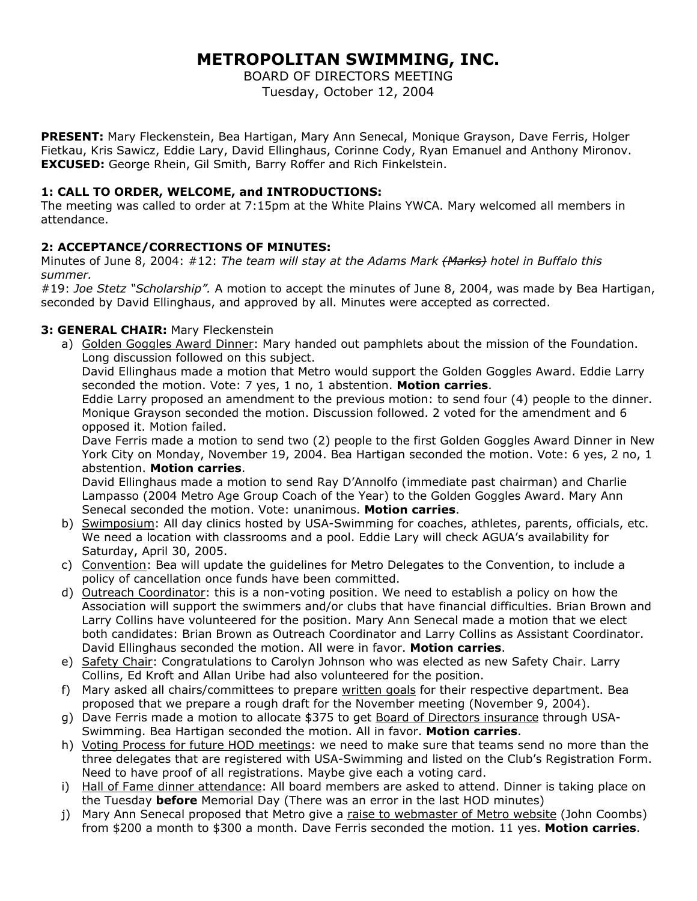# METROPOLITAN SWIMMING, INC.

BOARD OF DIRECTORS MEETING
Tuesday, October 12, 2004

**PRESENT:** Mary Fleckenstein, Bea Hartigan, Mary Ann Senecal, Monique Grayson, Dave Ferris, Holger Fietkau, Kris Sawicz, Eddie Lary, David Ellinghaus, Corinne Cody, Ryan Emanuel and Anthony Mironov.
**EXCUSED:** George Rhein, Gil Smith, Barry Roffer and Rich Finkelstein.

### 1: CALL TO ORDER, WELCOME, and INTRODUCTIONS:

The meeting was called to order at 7:15pm at the White Plains YWCA. Mary welcomed all members in attendance.

### 2: ACCEPTANCE/CORRECTIONS OF MINUTES:

Minutes of June 8, 2004: #12: *The team will stay at the Adams Mark ~~(Marks)~~ hotel in Buffalo this summer.*
#19: *Joe Stetz "Scholarship".* A motion to accept the minutes of June 8, 2004, was made by Bea Hartigan, seconded by David Ellinghaus, and approved by all. Minutes were accepted as corrected.

### 3: GENERAL CHAIR: Mary Fleckenstein

a) Golden Goggles Award Dinner: Mary handed out pamphlets about the mission of the Foundation. Long discussion followed on this subject.
David Ellinghaus made a motion that Metro would support the Golden Goggles Award. Eddie Larry seconded the motion. Vote: 7 yes, 1 no, 1 abstention. **Motion carries**.
Eddie Larry proposed an amendment to the previous motion: to send four (4) people to the dinner. Monique Grayson seconded the motion. Discussion followed. 2 voted for the amendment and 6 opposed it. Motion failed.
Dave Ferris made a motion to send two (2) people to the first Golden Goggles Award Dinner in New York City on Monday, November 19, 2004. Bea Hartigan seconded the motion. Vote: 6 yes, 2 no, 1 abstention. **Motion carries**.
David Ellinghaus made a motion to send Ray D'Annolfo (immediate past chairman) and Charlie Lampasso (2004 Metro Age Group Coach of the Year) to the Golden Goggles Award. Mary Ann Senecal seconded the motion. Vote: unanimous. **Motion carries**.

b) Swimposium: All day clinics hosted by USA-Swimming for coaches, athletes, parents, officials, etc. We need a location with classrooms and a pool. Eddie Lary will check AGUA's availability for Saturday, April 30, 2005.

c) Convention: Bea will update the guidelines for Metro Delegates to the Convention, to include a policy of cancellation once funds have been committed.

d) Outreach Coordinator: this is a non-voting position. We need to establish a policy on how the Association will support the swimmers and/or clubs that have financial difficulties. Brian Brown and Larry Collins have volunteered for the position. Mary Ann Senecal made a motion that we elect both candidates: Brian Brown as Outreach Coordinator and Larry Collins as Assistant Coordinator. David Ellinghaus seconded the motion. All were in favor. **Motion carries**.

e) Safety Chair: Congratulations to Carolyn Johnson who was elected as new Safety Chair. Larry Collins, Ed Kroft and Allan Uribe had also volunteered for the position.

f) Mary asked all chairs/committees to prepare written goals for their respective department. Bea proposed that we prepare a rough draft for the November meeting (November 9, 2004).

g) Dave Ferris made a motion to allocate $375 to get Board of Directors insurance through USA-Swimming. Bea Hartigan seconded the motion. All in favor. **Motion carries**.

h) Voting Process for future HOD meetings: we need to make sure that teams send no more than the three delegates that are registered with USA-Swimming and listed on the Club's Registration Form. Need to have proof of all registrations. Maybe give each a voting card.

i) Hall of Fame dinner attendance: All board members are asked to attend. Dinner is taking place on the Tuesday **before** Memorial Day (There was an error in the last HOD minutes)

j) Mary Ann Senecal proposed that Metro give a raise to webmaster of Metro website (John Coombs) from $200 a month to $300 a month. Dave Ferris seconded the motion. 11 yes. **Motion carries**.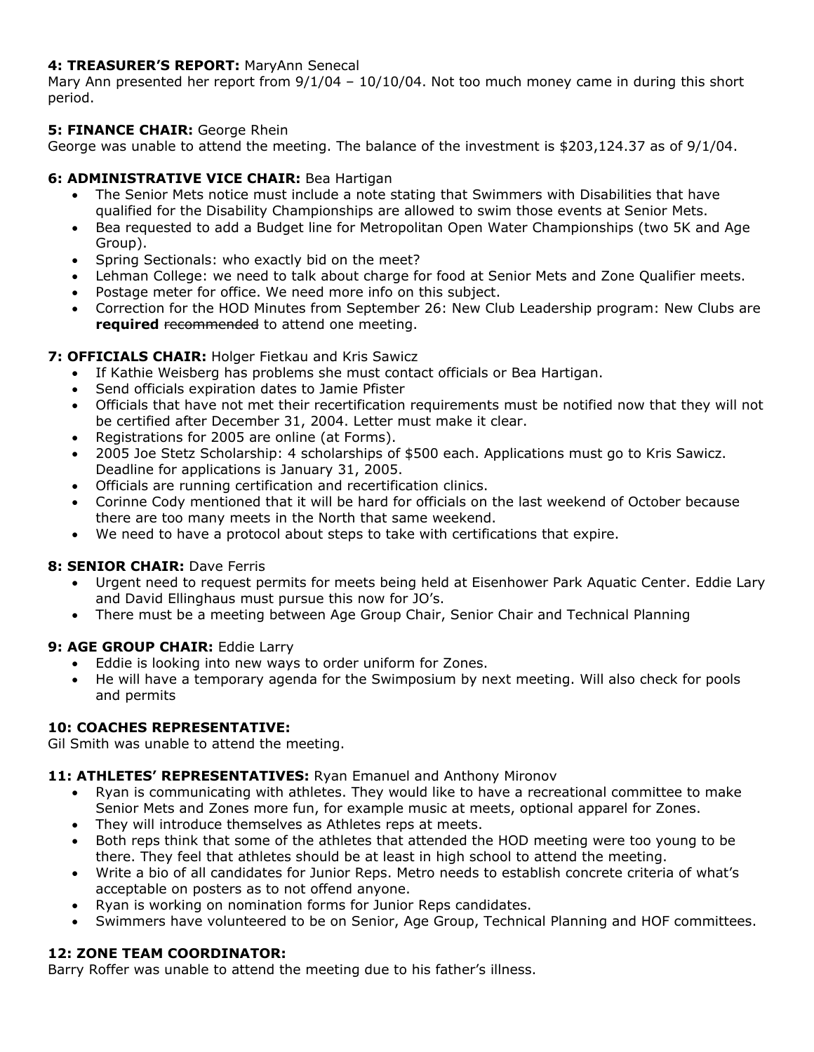**4: TREASURER'S REPORT:** MaryAnn Senecal
Mary Ann presented her report from 9/1/04 – 10/10/04. Not too much money came in during this short period.

**5: FINANCE CHAIR:** George Rhein
George was unable to attend the meeting. The balance of the investment is $203,124.37 as of 9/1/04.

**6: ADMINISTRATIVE VICE CHAIR:** Bea Hartigan

- The Senior Mets notice must include a note stating that Swimmers with Disabilities that have qualified for the Disability Championships are allowed to swim those events at Senior Mets.
- Bea requested to add a Budget line for Metropolitan Open Water Championships (two 5K and Age Group).
- Spring Sectionals: who exactly bid on the meet?
- Lehman College: we need to talk about charge for food at Senior Mets and Zone Qualifier meets.
- Postage meter for office. We need more info on this subject.
- Correction for the HOD Minutes from September 26: New Club Leadership program: New Clubs are **required** ~~recommended~~ to attend one meeting.

**7: OFFICIALS CHAIR:** Holger Fietkau and Kris Sawicz

- If Kathie Weisberg has problems she must contact officials or Bea Hartigan.
- Send officials expiration dates to Jamie Pfister
- Officials that have not met their recertification requirements must be notified now that they will not be certified after December 31, 2004. Letter must make it clear.
- Registrations for 2005 are online (at Forms).
- 2005 Joe Stetz Scholarship: 4 scholarships of $500 each. Applications must go to Kris Sawicz. Deadline for applications is January 31, 2005.
- Officials are running certification and recertification clinics.
- Corinne Cody mentioned that it will be hard for officials on the last weekend of October because there are too many meets in the North that same weekend.
- We need to have a protocol about steps to take with certifications that expire.

**8: SENIOR CHAIR:** Dave Ferris

- Urgent need to request permits for meets being held at Eisenhower Park Aquatic Center. Eddie Lary and David Ellinghaus must pursue this now for JO's.
- There must be a meeting between Age Group Chair, Senior Chair and Technical Planning

**9: AGE GROUP CHAIR:** Eddie Larry

- Eddie is looking into new ways to order uniform for Zones.
- He will have a temporary agenda for the Swimposium by next meeting. Will also check for pools and permits

**10: COACHES REPRESENTATIVE:**
Gil Smith was unable to attend the meeting.

**11: ATHLETES' REPRESENTATIVES:** Ryan Emanuel and Anthony Mironov

- Ryan is communicating with athletes. They would like to have a recreational committee to make Senior Mets and Zones more fun, for example music at meets, optional apparel for Zones.
- They will introduce themselves as Athletes reps at meets.
- Both reps think that some of the athletes that attended the HOD meeting were too young to be there. They feel that athletes should be at least in high school to attend the meeting.
- Write a bio of all candidates for Junior Reps. Metro needs to establish concrete criteria of what's acceptable on posters as to not offend anyone.
- Ryan is working on nomination forms for Junior Reps candidates.
- Swimmers have volunteered to be on Senior, Age Group, Technical Planning and HOF committees.

**12: ZONE TEAM COORDINATOR:**
Barry Roffer was unable to attend the meeting due to his father's illness.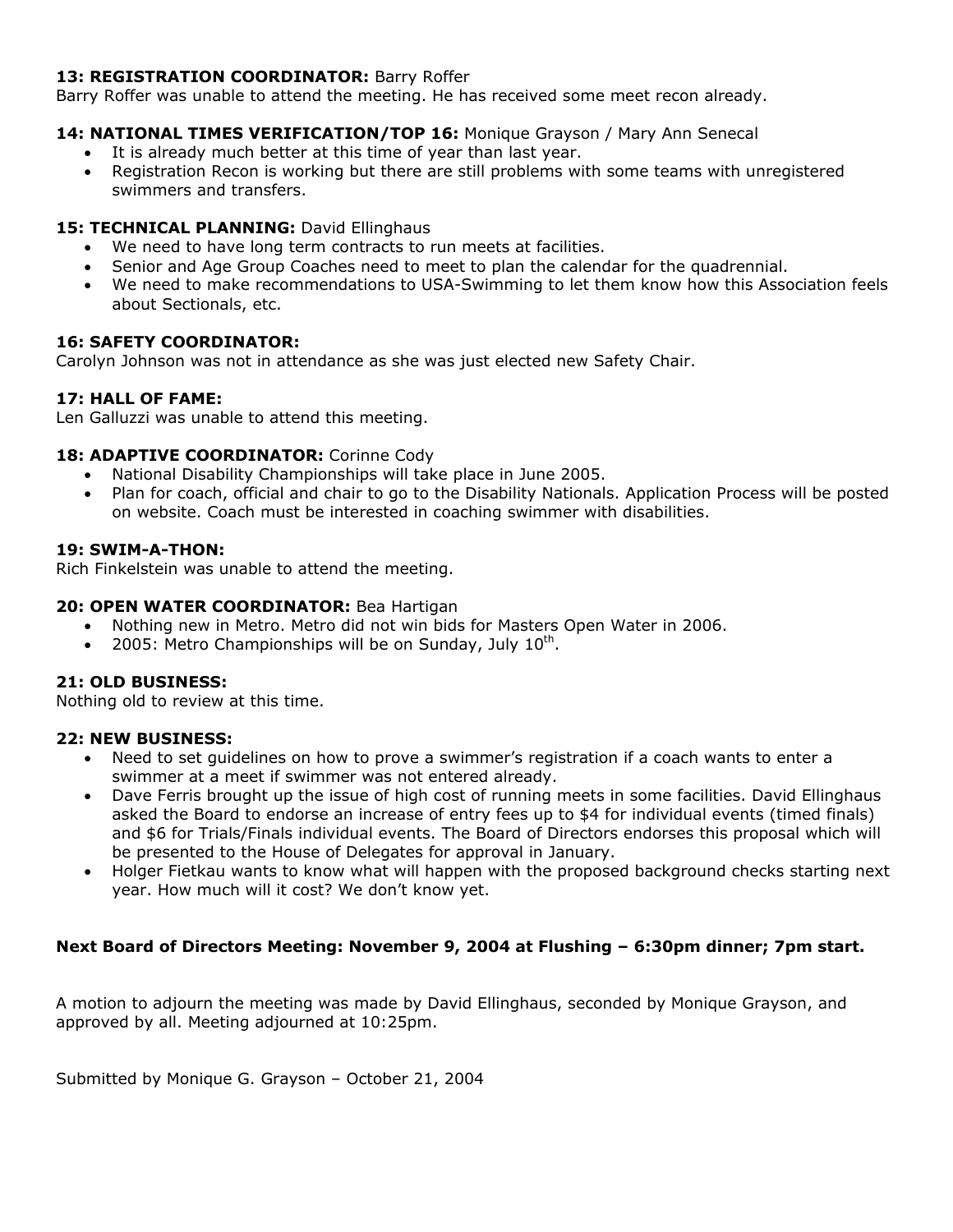**13: REGISTRATION COORDINATOR:** Barry Roffer

Barry Roffer was unable to attend the meeting. He has received some meet recon already.

**14: NATIONAL TIMES VERIFICATION/TOP 16:** Monique Grayson / Mary Ann Senecal

- It is already much better at this time of year than last year.
- Registration Recon is working but there are still problems with some teams with unregistered swimmers and transfers.

**15: TECHNICAL PLANNING:** David Ellinghaus

- We need to have long term contracts to run meets at facilities.
- Senior and Age Group Coaches need to meet to plan the calendar for the quadrennial.
- We need to make recommendations to USA-Swimming to let them know how this Association feels about Sectionals, etc.

**16: SAFETY COORDINATOR:**

Carolyn Johnson was not in attendance as she was just elected new Safety Chair.

**17: HALL OF FAME:**

Len Galluzzi was unable to attend this meeting.

**18: ADAPTIVE COORDINATOR:** Corinne Cody

- National Disability Championships will take place in June 2005.
- Plan for coach, official and chair to go to the Disability Nationals. Application Process will be posted on website. Coach must be interested in coaching swimmer with disabilities.

**19: SWIM-A-THON:**

Rich Finkelstein was unable to attend the meeting.

**20: OPEN WATER COORDINATOR:** Bea Hartigan

- Nothing new in Metro. Metro did not win bids for Masters Open Water in 2006.
- 2005: Metro Championships will be on Sunday, July 10th.

**21: OLD BUSINESS:**

Nothing old to review at this time.

**22: NEW BUSINESS:**

- Need to set guidelines on how to prove a swimmer's registration if a coach wants to enter a swimmer at a meet if swimmer was not entered already.
- Dave Ferris brought up the issue of high cost of running meets in some facilities. David Ellinghaus asked the Board to endorse an increase of entry fees up to $4 for individual events (timed finals) and $6 for Trials/Finals individual events. The Board of Directors endorses this proposal which will be presented to the House of Delegates for approval in January.
- Holger Fietkau wants to know what will happen with the proposed background checks starting next year. How much will it cost? We don't know yet.

**Next Board of Directors Meeting: November 9, 2004 at Flushing – 6:30pm dinner; 7pm start.**

A motion to adjourn the meeting was made by David Ellinghaus, seconded by Monique Grayson, and approved by all. Meeting adjourned at 10:25pm.

Submitted by Monique G. Grayson – October 21, 2004